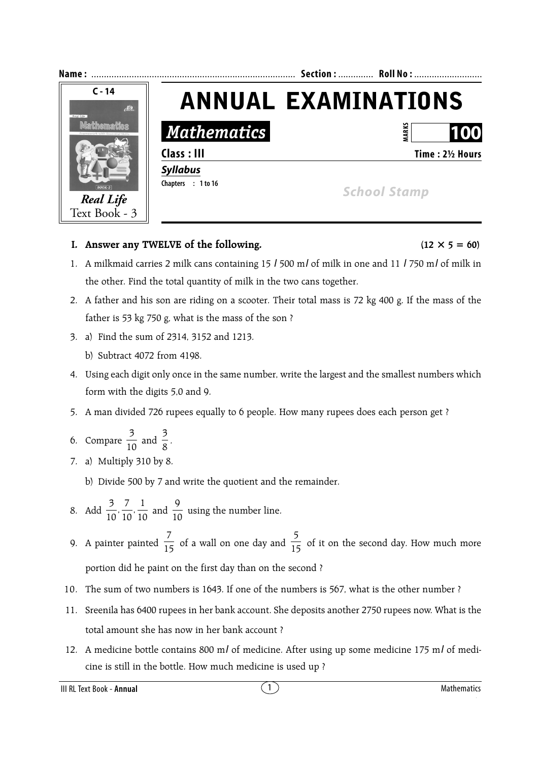Name : ................................................................................ Section : ............. Roll No : ..........................

C - 14

Real Life
Text Book - 3

# ANNUAL EXAMINATIONS

## Mathematics

MARKS 100

**Class : III** **Time : 2½ Hours**

***Syllabus***

Chapters : 1 to 16

School Stamp

**I. Answer any TWELVE of the following.** **(12 × 5 = 60)**

1. A milkmaid carries 2 milk cans containing 15 *l* 500 m*l* of milk in one and 11 *l* 750 m*l* of milk in the other. Find the total quantity of milk in the two cans together.
2. A father and his son are riding on a scooter. Their total mass is 72 kg 400 g. If the mass of the father is 53 kg 750 g, what is the mass of the son ?
3. a) Find the sum of 2314, 3152 and 1213.

   b) Subtract 4072 from 4198.
4. Using each digit only once in the same number, write the largest and the smallest numbers which form with the digits 5,0 and 9.
5. A man divided 726 rupees equally to 6 people. How many rupees does each person get ?
6. Compare $\frac{3}{10}$ and $\frac{3}{8}$.
7. a) Multiply 310 by 8.

   b) Divide 500 by 7 and write the quotient and the remainder.
8. Add $\frac{3}{10}, \frac{7}{10}, \frac{1}{10}$ and $\frac{9}{10}$ using the number line.
9. A painter painted $\frac{7}{15}$ of a wall on one day and $\frac{5}{15}$ of it on the second day. How much more portion did he paint on the first day than on the second ?
10. The sum of two numbers is 1643. If one of the numbers is 567, what is the other number ?
11. Sreenila has 6400 rupees in her bank account. She deposits another 2750 rupees now. What is the total amount she has now in her bank account ?
12. A medicine bottle contains 800 m*l* of medicine. After using up some medicine 175 m*l* of medicine is still in the bottle. How much medicine is used up ?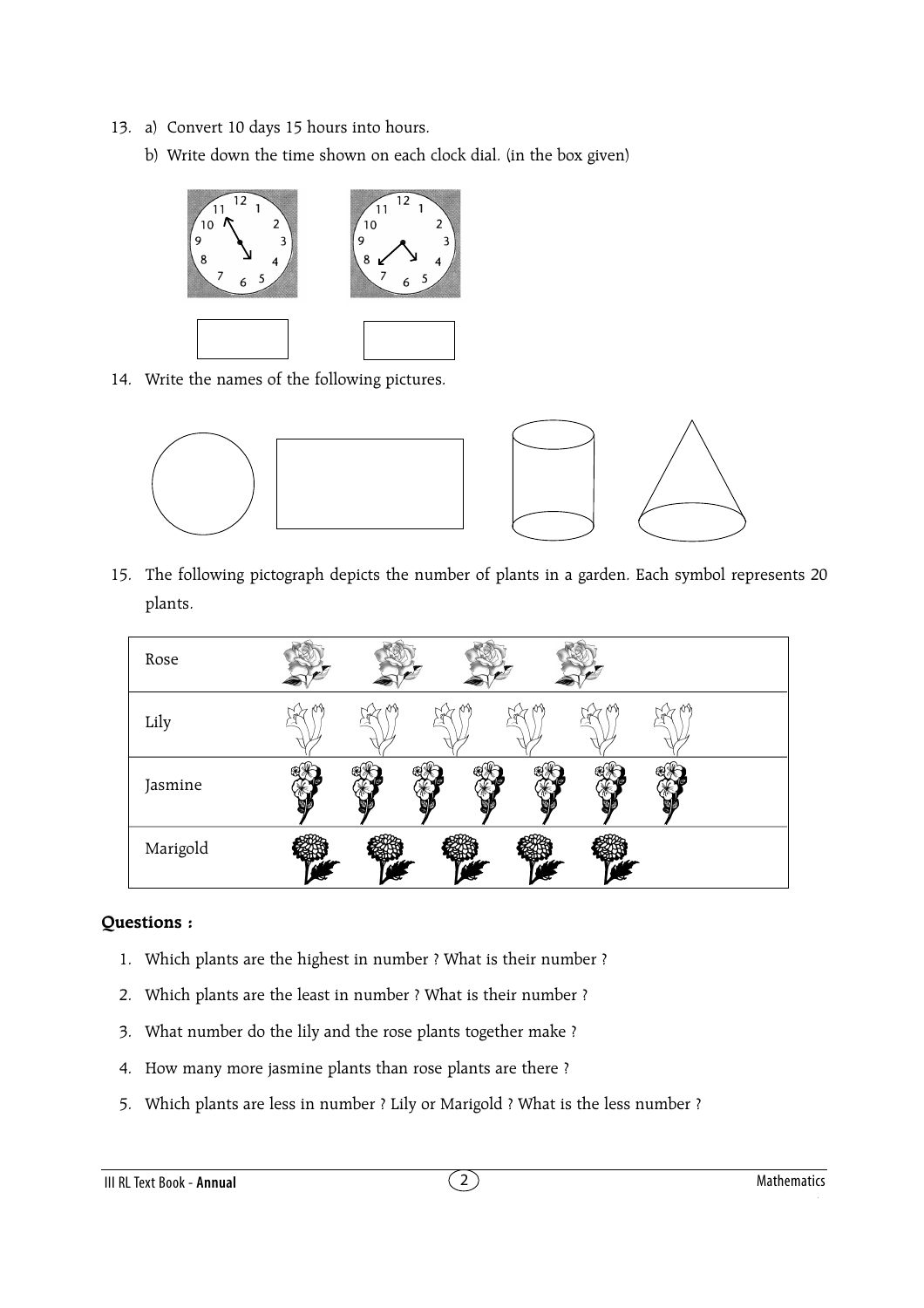13. a) Convert 10 days 15 hours into hours.

    b) Write down the time shown on each clock dial. (in the box given)

14. Write the names of the following pictures.

15. The following pictograph depicts the number of plants in a garden. Each symbol represents 20 plants.

| | |
|---|---|
| Rose | 🌹 🌹 🌹 🌹 |
| Lily | 🌷 🌷 🌷 🌷 🌷 🌷 |
| Jasmine | 🌼 🌼 🌼 🌼 🌼 🌼 🌼 |
| Marigold | 🌻 🌻 🌻 🌻 🌻 |

**Questions :**

1. Which plants are the highest in number ? What is their number ?
2. Which plants are the least in number ? What is their number ?
3. What number do the lily and the rose plants together make ?
4. How many more jasmine plants than rose plants are there ?
5. Which plants are less in number ? Lily or Marigold ? What is the less number ?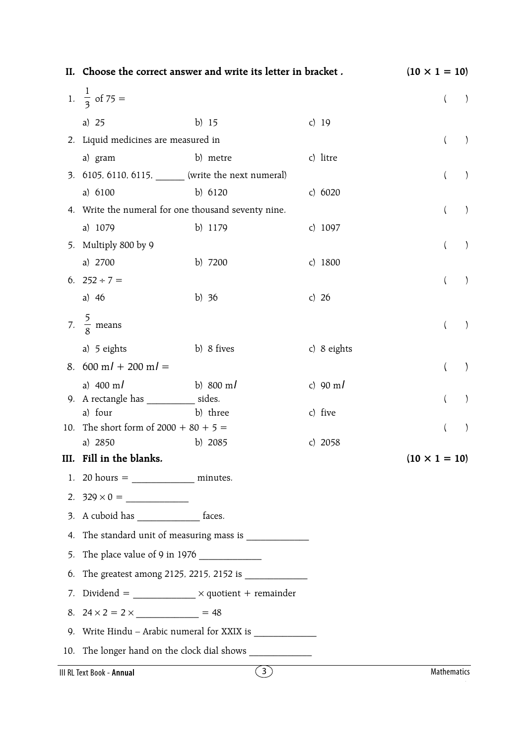## II. Choose the correct answer and write its letter in bracket . (10 × 1 = 10)

1. $\frac{1}{3}$ of 75 = ( )

   a) 25 b) 15 c) 19

2. Liquid medicines are measured in ( )

   a) gram b) metre c) litre

3. 6105, 6110, 6115, ______ (write the next numeral) ( )

   a) 6100 b) 6120 c) 6020

4. Write the numeral for one thousand seventy nine. ( )

   a) 1079 b) 1179 c) 1097

5. Multiply 800 by 9 ( )

   a) 2700 b) 7200 c) 1800

6. $252 \div 7 =$ ( )

   a) 46 b) 36 c) 26

7. $\frac{5}{8}$ means ( )

   a) 5 eights b) 8 fives c) 8 eights

8. 600 m$l$ + 200 m$l$ = ( )

   a) 400 m$l$ b) 800 m$l$ c) 90 m$l$

9. A rectangle has __________ sides. ( )

   a) four b) three c) five

10. The short form of 2000 + 80 + 5 = ( )

    a) 2850 b) 2085 c) 2058

## III. Fill in the blanks. (10 × 1 = 10)

1. 20 hours = _____________ minutes.
2. $329 \times 0 =$ _____________
3. A cuboid has _____________ faces.
4. The standard unit of measuring mass is _____________
5. The place value of 9 in 1976 _____________
6. The greatest among 2125, 2215, 2152 is _____________
7. Dividend = _____________ × quotient + remainder
8. $24 \times 2 = 2 \times$ _____________ = 48
9. Write Hindu – Arabic numeral for XXIX is _____________
10. The longer hand on the clock dial shows _____________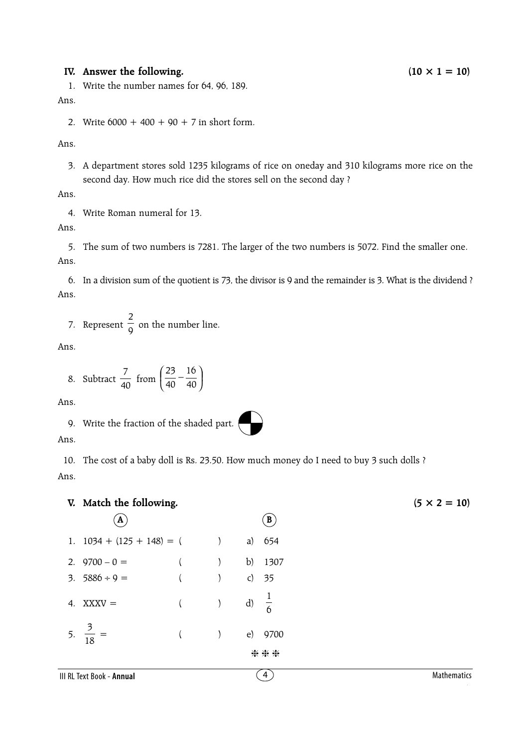## IV. Answer the following. (10 × 1 = 10)

1. Write the number names for 64, 96, 189.

Ans.

2. Write 6000 + 400 + 90 + 7 in short form.

Ans.

3. A department stores sold 1235 kilograms of rice on oneday and 310 kilograms more rice on the second day. How much rice did the stores sell on the second day ?

Ans.

4. Write Roman numeral for 13.

Ans.

5. The sum of two numbers is 7281. The larger of the two numbers is 5072. Find the smaller one.

Ans.

6. In a division sum of the quotient is 73, the divisor is 9 and the remainder is 3. What is the dividend ?

Ans.

7. Represent $\frac{2}{9}$ on the number line.

Ans.

8. Subtract $\frac{7}{40}$ from $\left(\frac{23}{40} - \frac{16}{40}\right)$

Ans.

9. Write the fraction of the shaded part.

Ans.

10. The cost of a baby doll is Rs. 23.50. How much money do I need to buy 3 such dolls ?

Ans.

## V. Match the following. (5 × 2 = 10)

| A | | B |
|---|---|---|
| 1. 1034 + (125 + 148) = | ( ) | a) 654 |
| 2. 9700 – 0 = | ( ) | b) 1307 |
| 3. 5886 ÷ 9 = | ( ) | c) 35 |
| 4. XXXV = | ( ) | d) $\frac{1}{6}$ |
| 5. $\frac{3}{18}$ = | ( ) | e) 9700 |

❊❊❊